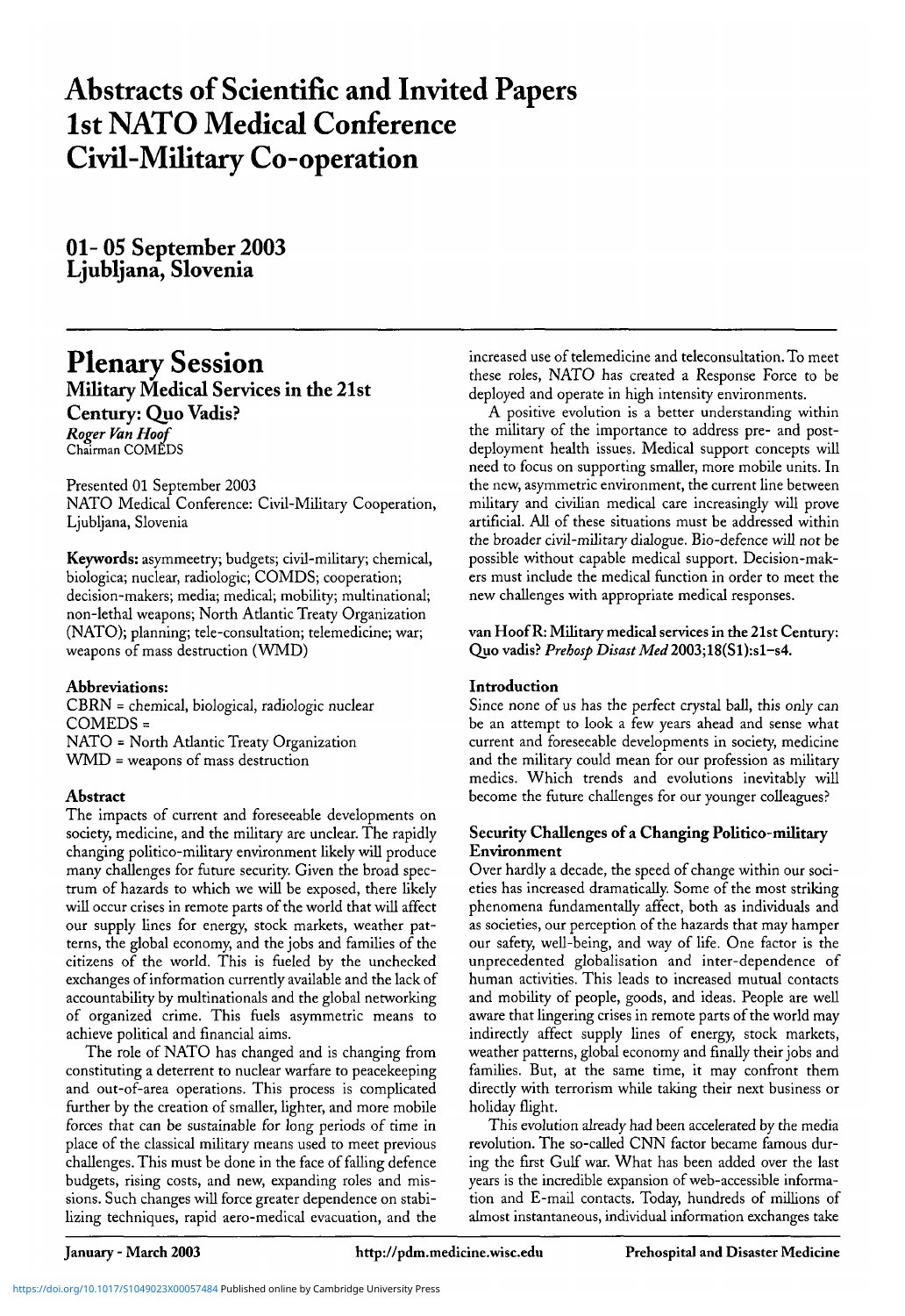# Abstracts of Scientific and Invited Papers
# 1st NATO Medical Conference
# Civil-Military Co-operation

## 01- 05 September 2003
## Ljubljana, Slovenia

# Plenary Session

## Military Medical Services in the 21st Century: Quo Vadis?

*Roger Van Hoof*
Chairman COMEDS

Presented 01 September 2003
NATO Medical Conference: Civil-Military Cooperation, Ljubljana, Slovenia

**Keywords:** asymmeetry; budgets; civil-military; chemical, biologica; nuclear, radiologic; COMDS; cooperation; decision-makers; media; medical; mobility; multinational; non-lethal weapons; North Atlantic Treaty Organization (NATO); planning; tele-consultation; telemedicine; war; weapons of mass destruction (WMD)

### Abbreviations:

CBRN = chemical, biological, radiologic nuclear
COMEDS =
NATO = North Atlantic Treaty Organization
WMD = weapons of mass destruction

### Abstract

The impacts of current and foreseeable developments on society, medicine, and the military are unclear. The rapidly changing politico-military environment likely will produce many challenges for future security. Given the broad spectrum of hazards to which we will be exposed, there likely will occur crises in remote parts of the world that will affect our supply lines for energy, stock markets, weather patterns, the global economy, and the jobs and families of the citizens of the world. This is fueled by the unchecked exchanges of information currently available and the lack of accountability by multinationals and the global networking of organized crime. This fuels asymmetric means to achieve political and financial aims.

The role of NATO has changed and is changing from constituting a deterrent to nuclear warfare to peacekeeping and out-of-area operations. This process is complicated further by the creation of smaller, lighter, and more mobile forces that can be sustainable for long periods of time in place of the classical military means used to meet previous challenges. This must be done in the face of falling defence budgets, rising costs, and new, expanding roles and missions. Such changes will force greater dependence on stabilizing techniques, rapid aero-medical evacuation, and the increased use of telemedicine and teleconsultation. To meet these roles, NATO has created a Response Force to be deployed and operate in high intensity environments.

A positive evolution is a better understanding within the military of the importance to address pre- and post-deployment health issues. Medical support concepts will need to focus on supporting smaller, more mobile units. In the new, asymmetric environment, the current line between military and civilian medical care increasingly will prove artificial. All of these situations must be addressed within the broader civil-military dialogue. Bio-defence will not be possible without capable medical support. Decision-makers must include the medical function in order to meet the new challenges with appropriate medical responses.

**van Hoof R: Military medical services in the 21st Century: Quo vadis?** ***Prehosp Disast Med*** **2003;18(S1):s1–s4.**

### Introduction

Since none of us has the perfect crystal ball, this only can be an attempt to look a few years ahead and sense what current and foreseeable developments in society, medicine and the military could mean for our profession as military medics. Which trends and evolutions inevitably will become the future challenges for our younger colleagues?

### Security Challenges of a Changing Politico-military Environment

Over hardly a decade, the speed of change within our societies has increased dramatically. Some of the most striking phenomena fundamentally affect, both as individuals and as societies, our perception of the hazards that may hamper our safety, well-being, and way of life. One factor is the unprecedented globalisation and inter-dependence of human activities. This leads to increased mutual contacts and mobility of people, goods, and ideas. People are well aware that lingering crises in remote parts of the world may indirectly affect supply lines of energy, stock markets, weather patterns, global economy and finally their jobs and families. But, at the same time, it may confront them directly with terrorism while taking their next business or holiday flight.

This evolution already had been accelerated by the media revolution. The so-called CNN factor became famous during the first Gulf war. What has been added over the last years is the incredible expansion of web-accessible information and E-mail contacts. Today, hundreds of millions of almost instantaneous, individual information exchanges take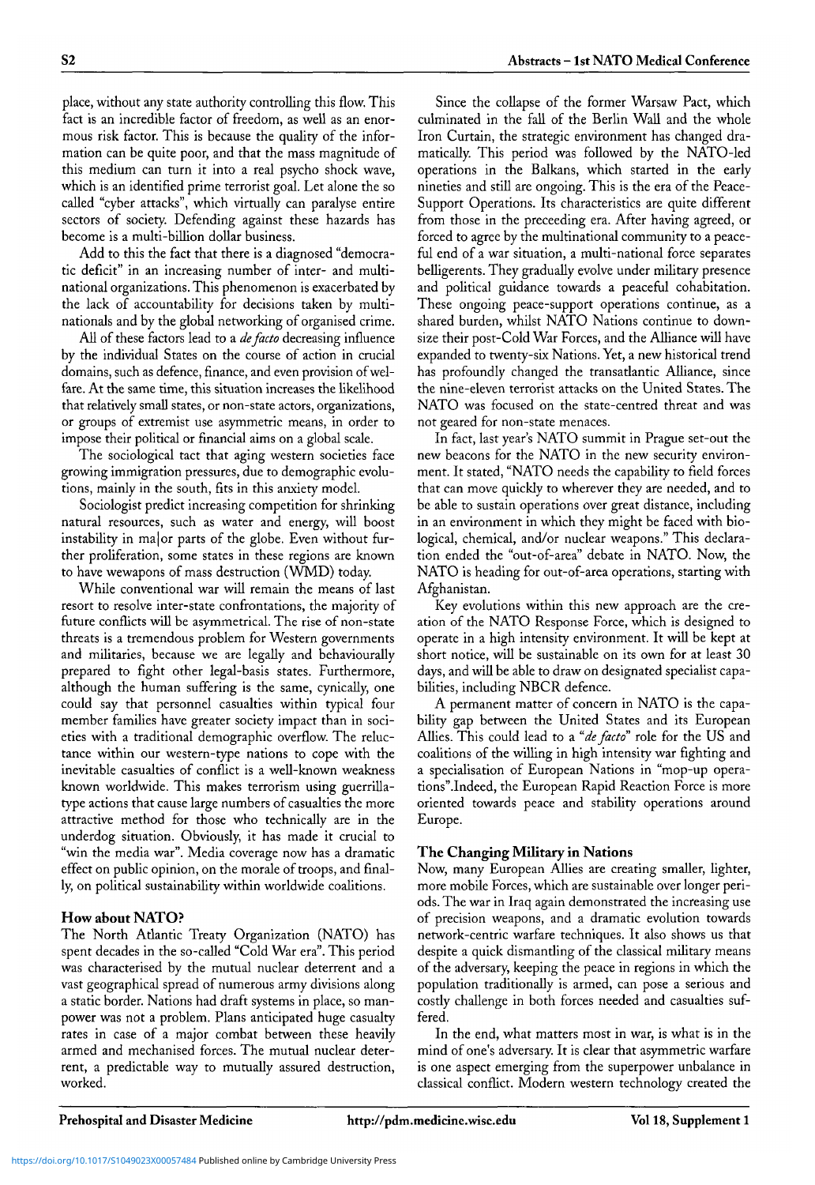place, without any state authority controlling this flow. This fact is an incredible factor of freedom, as well as an enormous risk factor. This is because the quality of the information can be quite poor, and that the mass magnitude of this medium can turn it into a real psycho shock wave, which is an identified prime terrorist goal. Let alone the so called "cyber attacks", which virtually can paralyse entire sectors of society. Defending against these hazards has become is a multi-billion dollar business.

Add to this the fact that there is a diagnosed "democratic deficit" in an increasing number of inter- and multinational organizations. This phenomenon is exacerbated by the lack of accountability for decisions taken by multinationals and by the global networking of organised crime.

All of these factors lead to a *de facto* decreasing influence by the individual States on the course of action in crucial domains, such as defence, finance, and even provision of welfare. At the same time, this situation increases the likelihood that relatively small states, or non-state actors, organizations, or groups of extremist use asymmetric means, in order to impose their political or financial aims on a global scale.

The sociological tact that aging western societies face growing immigration pressures, due to demographic evolutions, mainly in the south, fits in this anxiety model.

Sociologist predict increasing competition for shrinking natural resources, such as water and energy, will boost instability in ma|or parts of the globe. Even without further proliferation, some states in these regions are known to have wewapons of mass destruction (WMD) today.

While conventional war will remain the means of last resort to resolve inter-state confrontations, the majority of future conflicts will be asymmetrical. The rise of non-state threats is a tremendous problem for Western governments and militaries, because we are legally and behaviourally prepared to fight other legal-basis states. Furthermore, although the human suffering is the same, cynically, one could say that personnel casualties within typical four member families have greater society impact than in societies with a traditional demographic overflow. The reluctance within our western-type nations to cope with the inevitable casualties of conflict is a well-known weakness known worldwide. This makes terrorism using guerrilla-type actions that cause large numbers of casualties the more attractive method for those who technically are in the underdog situation. Obviously, it has made it crucial to "win the media war". Media coverage now has a dramatic effect on public opinion, on the morale of troops, and finally, on political sustainability within worldwide coalitions.

## How about NATO?

The North Atlantic Treaty Organization (NATO) has spent decades in the so-called "Cold War era". This period was characterised by the mutual nuclear deterrent and a vast geographical spread of numerous army divisions along a static border. Nations had draft systems in place, so manpower was not a problem. Plans anticipated huge casualty rates in case of a major combat between these heavily armed and mechanised forces. The mutual nuclear deterrent, a predictable way to mutually assured destruction, worked.

Since the collapse of the former Warsaw Pact, which culminated in the fall of the Berlin Wall and the whole Iron Curtain, the strategic environment has changed dramatically. This period was followed by the NATO-led operations in the Balkans, which started in the early nineties and still are ongoing. This is the era of the Peace-Support Operations. Its characteristics are quite different from those in the preceeding era. After having agreed, or forced to agree by the multinational community to a peaceful end of a war situation, a multi-national force separates belligerents. They gradually evolve under military presence and political guidance towards a peaceful cohabitation. These ongoing peace-support operations continue, as a shared burden, whilst NATO Nations continue to downsize their post-Cold War Forces, and the Alliance will have expanded to twenty-six Nations. Yet, a new historical trend has profoundly changed the transatlantic Alliance, since the nine-eleven terrorist attacks on the United States. The NATO was focused on the state-centred threat and was not geared for non-state menaces.

In fact, last year's NATO summit in Prague set-out the new beacons for the NATO in the new security environment. It stated, "NATO needs the capability to field forces that can move quickly to wherever they are needed, and to be able to sustain operations over great distance, including in an environment in which they might be faced with biological, chemical, and/or nuclear weapons." This declaration ended the "out-of-area" debate in NATO. Now, the NATO is heading for out-of-area operations, starting with Afghanistan.

Key evolutions within this new approach are the creation of the NATO Response Force, which is designed to operate in a high intensity environment. It will be kept at short notice, will be sustainable on its own for at least 30 days, and will be able to draw on designated specialist capabilities, including NBCR defence.

A permanent matter of concern in NATO is the capability gap between the United States and its European Allies. This could lead to a *"de facto"* role for the US and coalitions of the willing in high intensity war fighting and a specialisation of European Nations in "mop-up operations".Indeed, the European Rapid Reaction Force is more oriented towards peace and stability operations around Europe.

## The Changing Military in Nations

Now, many European Allies are creating smaller, lighter, more mobile Forces, which are sustainable over longer periods. The war in Iraq again demonstrated the increasing use of precision weapons, and a dramatic evolution towards network-centric warfare techniques. It also shows us that despite a quick dismantling of the classical military means of the adversary, keeping the peace in regions in which the population traditionally is armed, can pose a serious and costly challenge in both forces needed and casualties suffered.

In the end, what matters most in war, is what is in the mind of one's adversary. It is clear that asymmetric warfare is one aspect emerging from the superpower unbalance in classical conflict. Modern western technology created the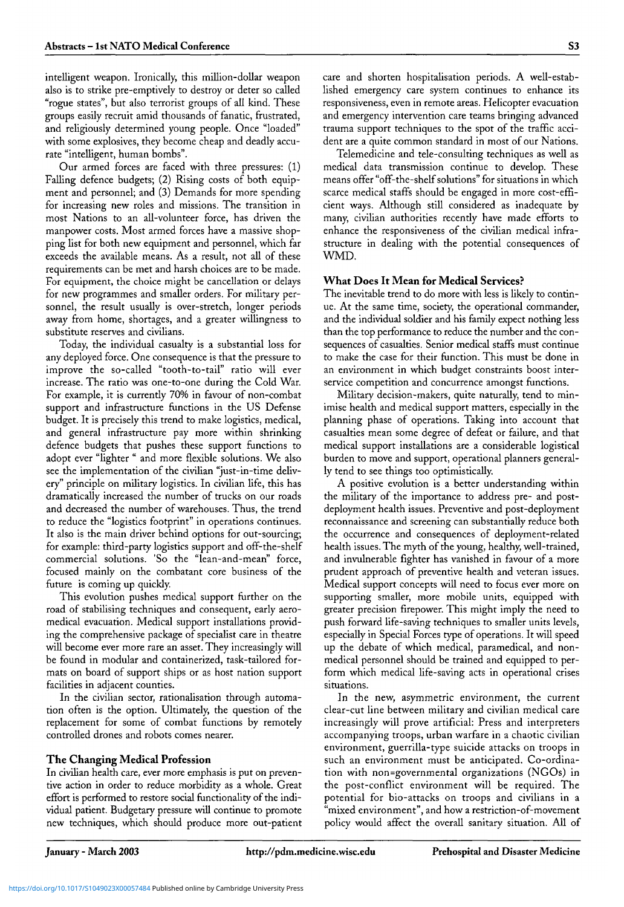intelligent weapon. Ironically, this million-dollar weapon also is to strike pre-emptively to destroy or deter so called "rogue states", but also terrorist groups of all kind. These groups easily recruit amid thousands of fanatic, frustrated, and religiously determined young people. Once "loaded" with some explosives, they become cheap and deadly accurate "intelligent, human bombs".

Our armed forces are faced with three pressures: (1) Falling defence budgets; (2) Rising costs of both equipment and personnel; and (3) Demands for more spending for increasing new roles and missions. The transition in most Nations to an all-volunteer force, has driven the manpower costs. Most armed forces have a massive shopping list for both new equipment and personnel, which far exceeds the available means. As a result, not all of these requirements can be met and harsh choices are to be made. For equipment, the choice might be cancellation or delays for new programmes and smaller orders. For military personnel, the result usually is over-stretch, longer periods away from home, shortages, and a greater willingness to substitute reserves and civilians.

Today, the individual casualty is a substantial loss for any deployed force. One consequence is that the pressure to improve the so-called "tooth-to-tail" ratio will ever increase. The ratio was one-to-one during the Cold War. For example, it is currently 70% in favour of non-combat support and infrastructure functions in the US Defense budget. It is precisely this trend to make logistics, medical, and general infrastructure pay more within shrinking defence budgets that pushes these support functions to adopt ever "lighter " and more flexible solutions. We also see the implementation of the civilian "just-in-time delivery" principle on military logistics. In civilian life, this has dramatically increased the number of trucks on our roads and decreased the number of warehouses. Thus, the trend to reduce the "logistics footprint" in operations continues. It also is the main driver behind options for out-sourcing; for example: third-party logistics support and off-the-shelf commercial solutions. 'So the "lean-and-mean" force, focused mainly on the combatant core business of the future is coming up quickly.

This evolution pushes medical support further on the road of stabilising techniques and consequent, early aeromedical evacuation. Medical support installations providing the comprehensive package of specialist care in theatre will become ever more rare an asset. They increasingly will be found in modular and containerized, task-tailored formats on board of support ships or as host nation support facilities in adjacent counties.

In the civilian sector, rationalisation through automation often is the option. Ultimately, the question of the replacement for some of combat functions by remotely controlled drones and robots comes nearer.

### The Changing Medical Profession

In civilian health care, ever more emphasis is put on preventive action in order to reduce morbidity as a whole. Great effort is performed to restore social functionality of the individual patient. Budgetary pressure will continue to promote new techniques, which should produce more out-patient care and shorten hospitalisation periods. A well-established emergency care system continues to enhance its responsiveness, even in remote areas. Helicopter evacuation and emergency intervention care teams bringing advanced trauma support techniques to the spot of the traffic accident are a quite common standard in most of our Nations.

Telemedicine and tele-consulting techniques as well as medical data transmission continue to develop. These means offer "off-the-shelf solutions" for situations in which scarce medical staffs should be engaged in more cost-efficient ways. Although still considered as inadequate by many, civilian authorities recently have made efforts to enhance the responsiveness of the civilian medical infrastructure in dealing with the potential consequences of WMD.

### What Does It Mean for Medical Services?

The inevitable trend to do more with less is likely to continue. At the same time, society, the operational commander, and the individual soldier and his family expect nothing less than the top performance to reduce the number and the consequences of casualties. Senior medical staffs must continue to make the case for their function. This must be done in an environment in which budget constraints boost interservice competition and concurrence amongst functions.

Military decision-makers, quite naturally, tend to minimise health and medical support matters, especially in the planning phase of operations. Taking into account that casualties mean some degree of defeat or failure, and that medical support installations are a considerable logistical burden to move and support, operational planners generally tend to see things too optimistically.

A positive evolution is a better understanding within the military of the importance to address pre- and post-deployment health issues. Preventive and post-deployment reconnaissance and screening can substantially reduce both the occurrence and consequences of deployment-related health issues. The myth of the young, healthy, well-trained, and invulnerable fighter has vanished in favour of a more prudent approach of preventive health and veteran issues. Medical support concepts will need to focus ever more on supporting smaller, more mobile units, equipped with greater precision firepower. This might imply the need to push forward life-saving techniques to smaller units levels, especially in Special Forces type of operations. It will speed up the debate of which medical, paramedical, and non-medical personnel should be trained and equipped to perform which medical life-saving acts in operational crises situations.

In the new, asymmetric environment, the current clear-cut line between military and civilian medical care increasingly will prove artificial: Press and interpreters accompanying troops, urban warfare in a chaotic civilian environment, guerrilla-type suicide attacks on troops in such an environment must be anticipated. Co-ordination with non=governmental organizations (NGOs) in the post-conflict environment will be required. The potential for bio-attacks on troops and civilians in a "mixed environment", and how a restriction-of-movement policy would affect the overall sanitary situation. All of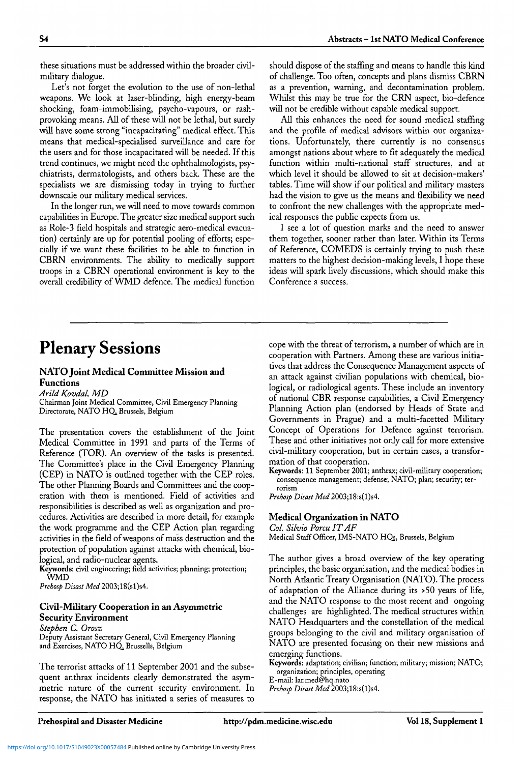these situations must be addressed within the broader civil-military dialogue.

Let's not forget the evolution to the use of non-lethal weapons. We look at laser-blinding, high energy-beam shocking, foam-immobilising, psycho-vapours, or rash-provoking means. All of these will not be lethal, but surely will have some strong "incapacitating" medical effect. This means that medical-specialised surveillance and care for the users and for those incapacitated will be needed. If this trend continues, we might need the ophthalmologists, psychiatrists, dermatologists, and others back. These are the specialists we are dismissing today in trying to further downscale our military medical services.

In the longer run, we will need to move towards common capabilities in Europe. The greater size medical support such as Role-3 field hospitals and strategic aero-medical evacuation) certainly are up for potential pooling of efforts; especially if we want these facilities to be able to function in CBRN environments. The ability to medically support troops in a CBRN operational environment is key to the overall credibility of WMD defence. The medical function should dispose of the staffing and means to handle this kind of challenge. Too often, concepts and plans dismiss CBRN as a prevention, warning, and decontamination problem. Whilst this may be true for the CRN aspect, bio-defence will not be credible without capable medical support.

All this enhances the need for sound medical staffing and the profile of medical advisors within our organizations. Unfortunately, there currently is no consensus amongst nations about where to fit adequately the medical function within multi-national staff structures, and at which level it should be allowed to sit at decision-makers' tables. Time will show if our political and military masters had the vision to give us the means and flexibility we need to confront the new challenges with the appropriate medical responses the public expects from us.

I see a lot of question marks and the need to answer them together, sooner rather than later. Within its Terms of Reference, COMEDS is certainly trying to push these matters to the highest decision-making levels, I hope these ideas will spark lively discussions, which should make this Conference a success.

# Plenary Sessions

## NATO Joint Medical Committee Mission and Functions

*Arild Kovdal, MD*
Chairman Joint Medical Committee, Civil Emergency Planning Directorate, NATO HQ, Brussels, Belgium

The presentation covers the establishment of the Joint Medical Committee in 1991 and parts of the Terms of Reference (TOR). An overview of the tasks is presented. The Committee's place in the Civil Emergency Planning (CEP) in NATO is outlined together with the CEP roles. The other Planning Boards and Committees and the cooperation with them is mentioned. Field of activities and responsibilities is described as well as organization and procedures. Activities are described in more detail, for example the work programme and the CEP Action plan regarding activities in the field of weapons of mass destruction and the protection of population against attacks with chemical, biological, and radio-nuclear agents.

**Keywords:** civil engineering; field activities; planning; protection; WMD

*Prehosp Disast Med* 2003;18(s1)s4.

## Civil-Military Cooperation in an Asymmetric Security Environment

*Stephen C. Orosz*
Deputy Assistant Secretary General, Civil Emergency Planning and Exercises, NATO HQ, Brussells, Belgium

The terrorist attacks of 11 September 2001 and the subsequent anthrax incidents clearly demonstrated the asymmetric nature of the current security environment. In response, the NATO has initiated a series of measures to cope with the threat of terrorism, a number of which are in cooperation with Partners. Among these are various initiatives that address the Consequence Management aspects of an attack against civilian populations with chemical, biological, or radiological agents. These include an inventory of national CBR response capabilities, a Civil Emergency Planning Action plan (endorsed by Heads of State and Governments in Prague) and a multi-facetted Military Concept of Operations for Defence against terrorism. These and other initiatives not only call for more extensive civil-military cooperation, but in certain cases, a transformation of that cooperation.

**Keywords:** 11 September 2001; anthrax; civil-military cooperation; consequence management; defense; NATO; plan; security; terrorism

*Prehosp Disast Med* 2003;18:s(1)s4.

## Medical Organization in NATO

*Col. Silvio Porcu IT AF*
Medical Staff Officer, IMS-NATO HQs, Brussels, Belgium

The author gives a broad overview of the key operating principles, the basic organisation, and the medical bodies in North Atlantic Treaty Organisation (NATO). The process of adaptation of the Alliance during its >50 years of life, and the NATO response to the most recent and ongoing challenges are highlighted. The medical structures within NATO Headquarters and the constellation of the medical groups belonging to the civil and military organisation of NATO are presented focusing on their new missions and emerging functions.

**Keywords:** adaptation; civilian; function; military; mission; NATO; organization; principles, operating

E-mail: lar.med@hq.nato

*Prehosp Disast Med* 2003;18:s(1)s4.